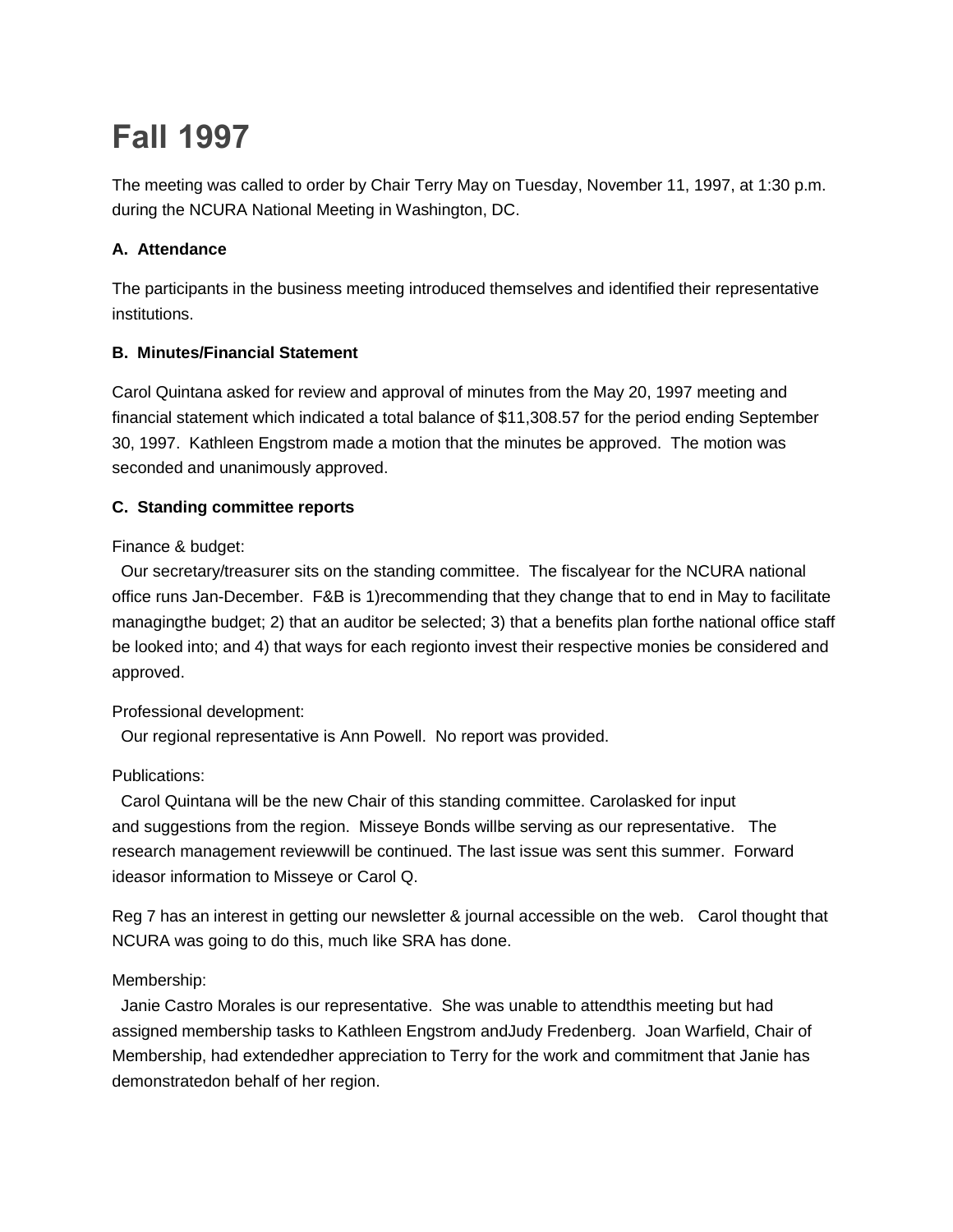# Fall 1997

The meeting was called to order by Chair Terry May on Tuesday, November 11, 1997, at 1:30 p.m. during the NCURA National Meeting in Washington, DC.

**A. Attendance**

The participants in the business meeting introduced themselves and identified their representative institutions.

**B. Minutes/Financial Statement**

Carol Quintana asked for review and approval of minutes from the May 20, 1997 meeting and financial statement which indicated a total balance of $11,308.57 for the period ending September 30, 1997. Kathleen Engstrom made a motion that the minutes be approved. The motion was seconded and unanimously approved.

**C. Standing committee reports**

Finance & budget:

Our secretary/treasurer sits on the standing committee. The fiscalyear for the NCURA national office runs Jan-December. F&B is 1)recommending that they change that to end in May to facilitate managingthe budget; 2) that an auditor be selected; 3) that a benefits plan forthe national office staff be looked into; and 4) that ways for each regionto invest their respective monies be considered and approved.

Professional development:

Our regional representative is Ann Powell. No report was provided.

Publications:

Carol Quintana will be the new Chair of this standing committee. Carolasked for input and suggestions from the region. Misseye Bonds willbe serving as our representative. The research management reviewwill be continued. The last issue was sent this summer. Forward ideasor information to Misseye or Carol Q.

Reg 7 has an interest in getting our newsletter & journal accessible on the web. Carol thought that NCURA was going to do this, much like SRA has done.

Membership:

Janie Castro Morales is our representative. She was unable to attendthis meeting but had assigned membership tasks to Kathleen Engstrom andJudy Fredenberg. Joan Warfield, Chair of Membership, had extendedher appreciation to Terry for the work and commitment that Janie has demonstratedon behalf of her region.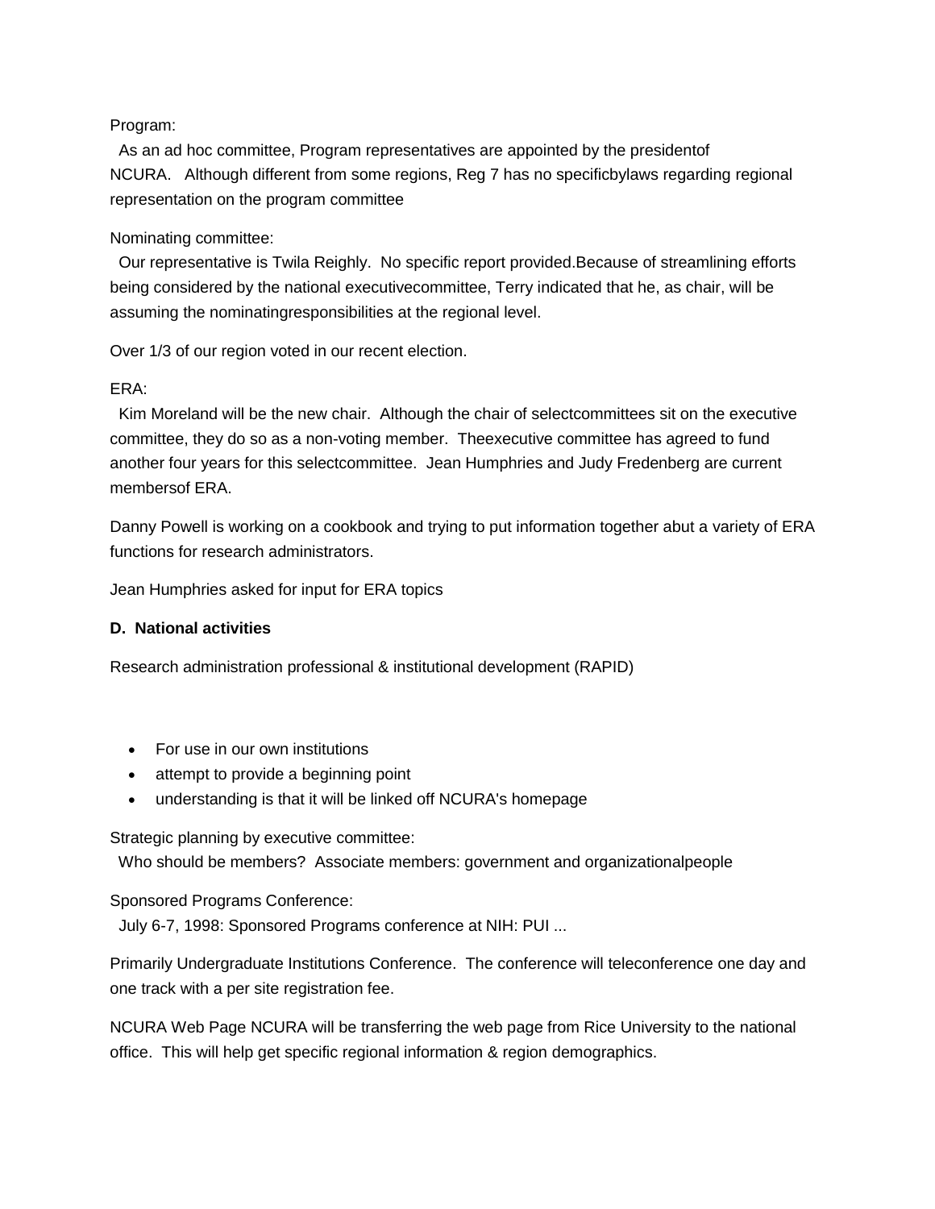Program:

As an ad hoc committee, Program representatives are appointed by the presidentof NCURA. Although different from some regions, Reg 7 has no specificbylaws regarding regional representation on the program committee

Nominating committee:

Our representative is Twila Reighly. No specific report provided.Because of streamlining efforts being considered by the national executivecommittee, Terry indicated that he, as chair, will be assuming the nominatingresponsibilities at the regional level.

Over 1/3 of our region voted in our recent election.

ERA:

Kim Moreland will be the new chair. Although the chair of selectcommittees sit on the executive committee, they do so as a non-voting member. Theexecutive committee has agreed to fund another four years for this selectcommittee. Jean Humphries and Judy Fredenberg are current membersof ERA.

Danny Powell is working on a cookbook and trying to put information together abut a variety of ERA functions for research administrators.

Jean Humphries asked for input for ERA topics

**D. National activities**

Research administration professional & institutional development (RAPID)

- For use in our own institutions
- attempt to provide a beginning point
- understanding is that it will be linked off NCURA's homepage

Strategic planning by executive committee:

Who should be members? Associate members: government and organizationalpeople

Sponsored Programs Conference:

July 6-7, 1998: Sponsored Programs conference at NIH: PUI ...

Primarily Undergraduate Institutions Conference. The conference will teleconference one day and one track with a per site registration fee.

NCURA Web Page NCURA will be transferring the web page from Rice University to the national office. This will help get specific regional information & region demographics.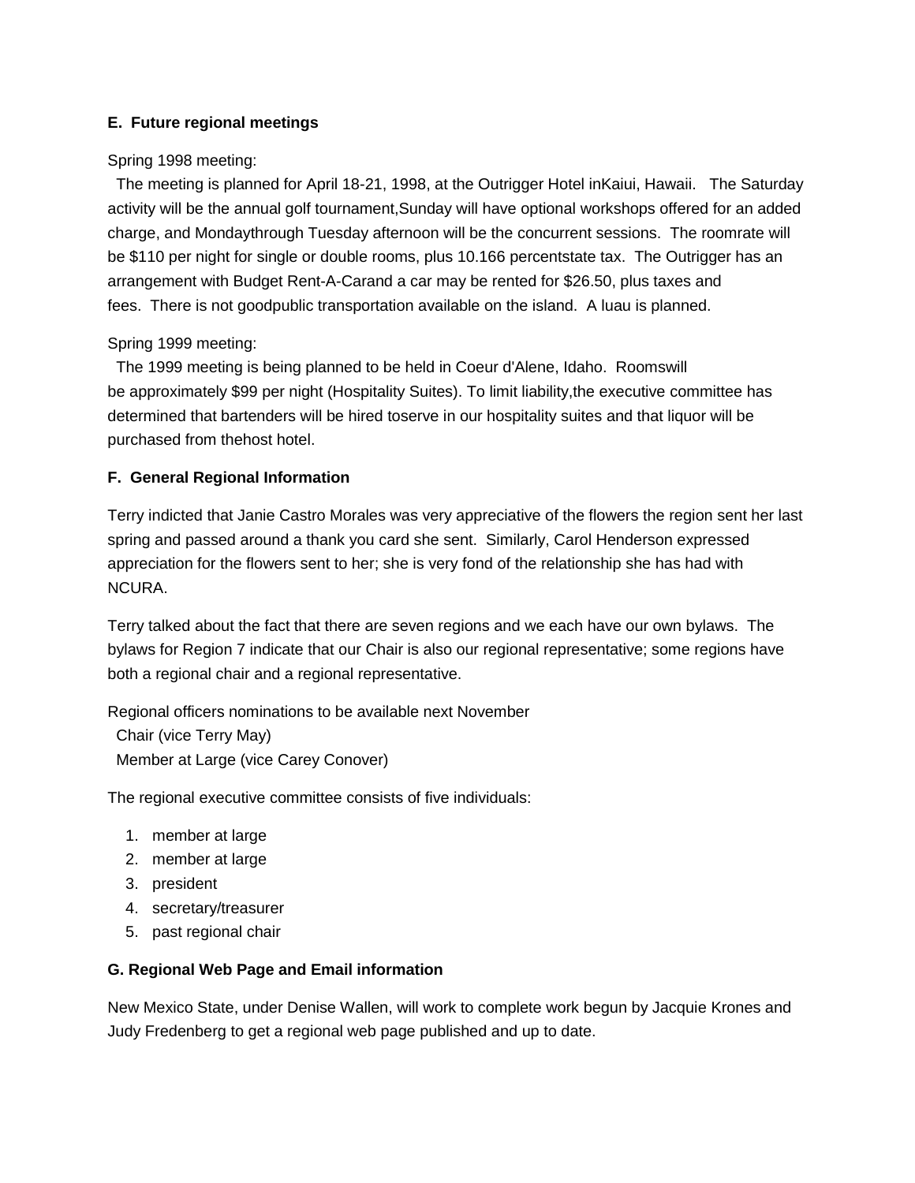**E. Future regional meetings**

Spring 1998 meeting:

The meeting is planned for April 18-21, 1998, at the Outrigger Hotel inKaiui, Hawaii. The Saturday activity will be the annual golf tournament,Sunday will have optional workshops offered for an added charge, and Mondaythrough Tuesday afternoon will be the concurrent sessions. The roomrate will be $110 per night for single or double rooms, plus 10.166 percentstate tax. The Outrigger has an arrangement with Budget Rent-A-Carand a car may be rented for $26.50, plus taxes and fees. There is not goodpublic transportation available on the island. A luau is planned.

Spring 1999 meeting:

The 1999 meeting is being planned to be held in Coeur d'Alene, Idaho. Roomswill be approximately $99 per night (Hospitality Suites). To limit liability,the executive committee has determined that bartenders will be hired toserve in our hospitality suites and that liquor will be purchased from thehost hotel.

**F. General Regional Information**

Terry indicted that Janie Castro Morales was very appreciative of the flowers the region sent her last spring and passed around a thank you card she sent. Similarly, Carol Henderson expressed appreciation for the flowers sent to her; she is very fond of the relationship she has had with NCURA.

Terry talked about the fact that there are seven regions and we each have our own bylaws. The bylaws for Region 7 indicate that our Chair is also our regional representative; some regions have both a regional chair and a regional representative.

Regional officers nominations to be available next November
Chair (vice Terry May)
Member at Large (vice Carey Conover)

The regional executive committee consists of five individuals:

1. member at large
2. member at large
3. president
4. secretary/treasurer
5. past regional chair

**G. Regional Web Page and Email information**

New Mexico State, under Denise Wallen, will work to complete work begun by Jacquie Krones and Judy Fredenberg to get a regional web page published and up to date.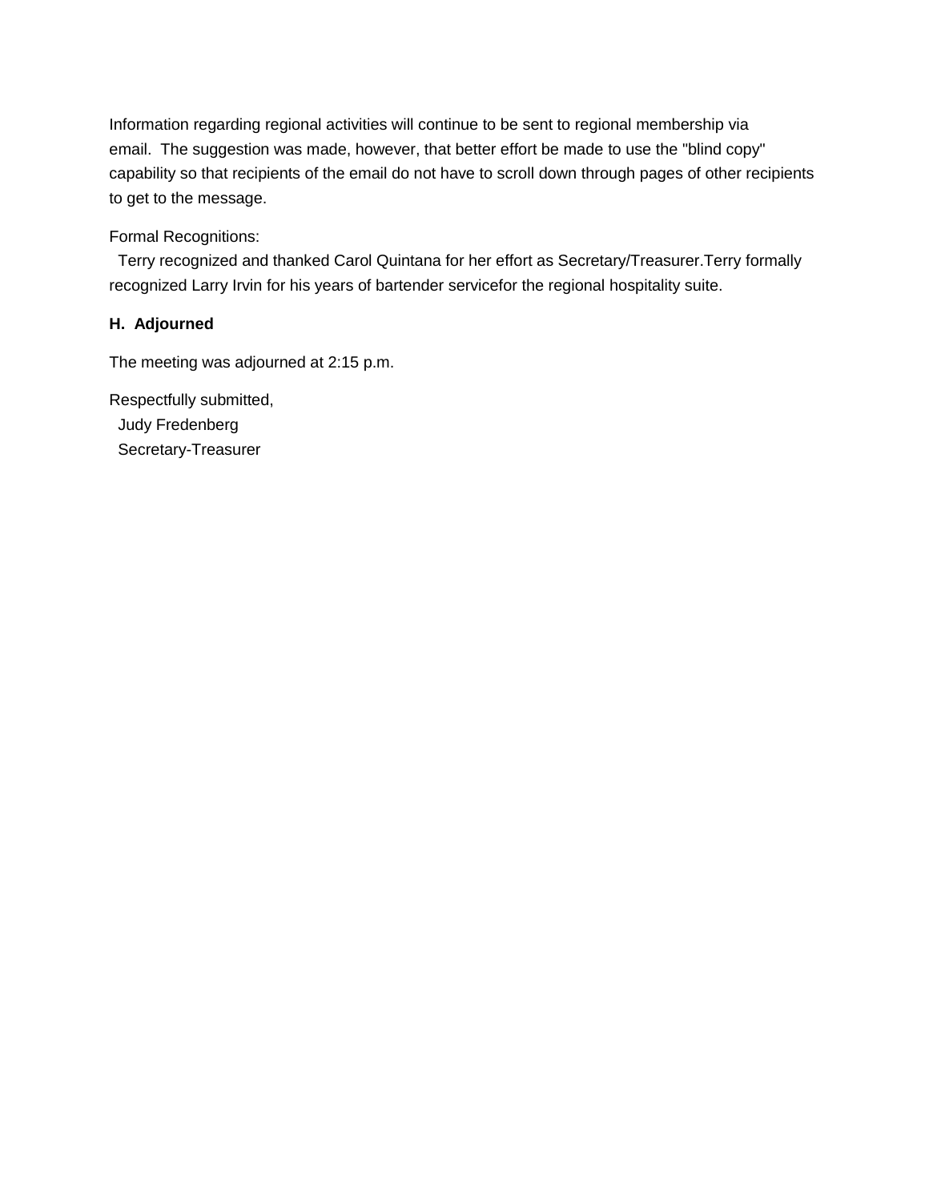Information regarding regional activities will continue to be sent to regional membership via email.  The suggestion was made, however, that better effort be made to use the "blind copy" capability so that recipients of the email do not have to scroll down through pages of other recipients to get to the message.

Formal Recognitions:

Terry recognized and thanked Carol Quintana for her effort as Secretary/Treasurer.Terry formally recognized Larry Irvin for his years of bartender servicefor the regional hospitality suite.

**H.  Adjourned**

The meeting was adjourned at 2:15 p.m.

Respectfully submitted,  
Judy Fredenberg  
Secretary-Treasurer